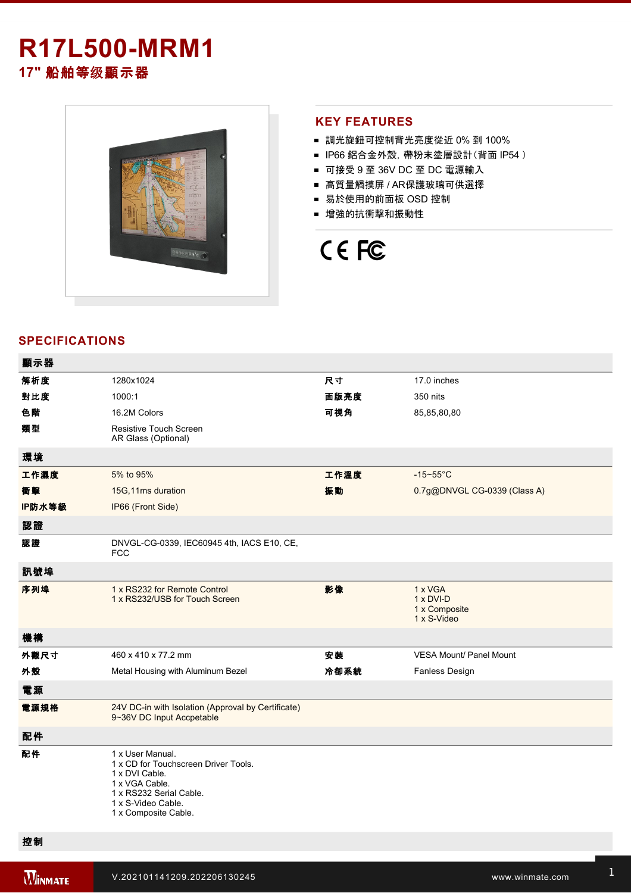# R17L500-MRM1

## 17" 船舶等级顯示器

## KEY FEATURES

- 調光旋鈕可控制背光亮度從近 0% 到 100%
- IP66 鋁合金外殼, 帶粉末塗層設計（背面 IP54 ）
- 可接受 9 至 36V DC 至 DC 電源輸入
- 高質量觸摸屏 / AR保護玻璃可供選擇
- 易於使用的前面板 OSD 控制
- 增強的抗衝擊和振動性

## SPECIFICATIONS

| **顯示器** | | | |
|---|---|---|---|
| **解析度** | 1280x1024 | **尺寸** | 17.0 inches |
| **對比度** | 1000:1 | **面版亮度** | 350 nits |
| **色階** | 16.2M Colors | **可視角** | 85,85,80,80 |
| **類型** | Resistive Touch Screen<br>AR Glass (Optional) | | |
| **環境** | | | |
| **工作濕度** | 5% to 95% | **工作溫度** | -15~55°C |
| **衝擊** | 15G,11ms duration | **振動** | 0.7g@DNVGL CG-0339 (Class A) |
| **IP防水等級** | IP66 (Front Side) | | |
| **認證** | | | |
| **認證** | DNVGL-CG-0339, IEC60945 4th, IACS E10, CE, FCC | | |
| **訊號埠** | | | |
| **序列埠** | 1 x RS232 for Remote Control<br>1 x RS232/USB for Touch Screen | **影像** | 1 x VGA<br>1 x DVI-D<br>1 x Composite<br>1 x S-Video |
| **機構** | | | |
| **外觀尺寸** | 460 x 410 x 77.2 mm | **安裝** | VESA Mount/ Panel Mount |
| **外殼** | Metal Housing with Aluminum Bezel | **冷卻系統** | Fanless Design |
| **電源** | | | |
| **電源規格** | 24V DC-in with Isolation (Approval by Certificate)<br>9~36V DC Input Accpetable | | |
| **配件** | | | |
| **配件** | 1 x User Manual.<br>1 x CD for Touchscreen Driver Tools.<br>1 x DVI Cable.<br>1 x VGA Cable.<br>1 x RS232 Serial Cable.<br>1 x S-Video Cable.<br>1 x Composite Cable. | | |
| **控制** | | | |

V.202101141209.202206130245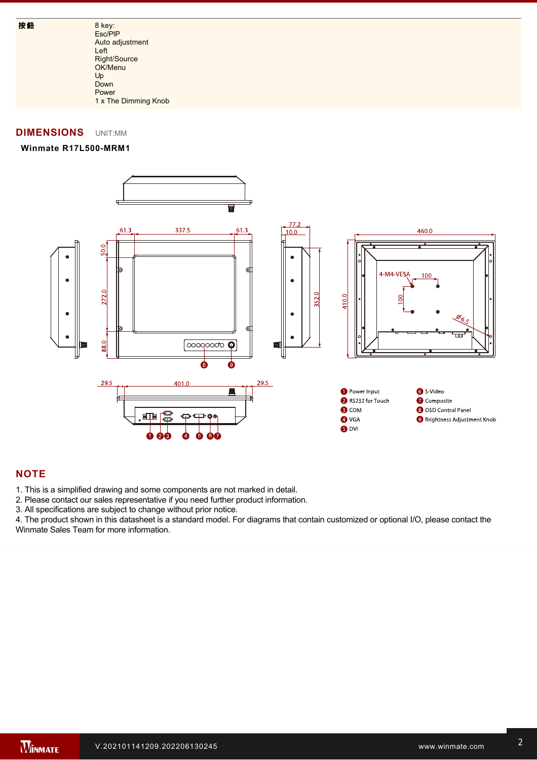| | |
|---|---|
| 按鈕 | 8 key:<br>Esc/PIP<br>Auto adjustment<br>Left<br>Right/Source<br>OK/Menu<br>Up<br>Down<br>Power<br>1 x The Dimming Knob |

## DIMENSIONS UNIT:MM

**Winmate R17L500-MRM1**

61.3
337.5
61.3
50.0
272.0
88.0
77.2
10.0
352.0
460.0
410.0
4-M4-VESA
100
100
Ø6.5
29.5
401.0
29.5

1 Power Input
2 RS232 for Touch
3 COM
4 VGA
5 DVI
6 S-Video
7 Composite
8 OSD Control Panel
9 Brightness Adjustment Knob

## NOTE

1. This is a simplified drawing and some components are not marked in detail.
2. Please contact our sales representative if you need further product information.
3. All specifications are subject to change without prior notice.
4. The product shown in this datasheet is a standard model. For diagrams that contain customized or optional I/O, please contact the Winmate Sales Team for more information.